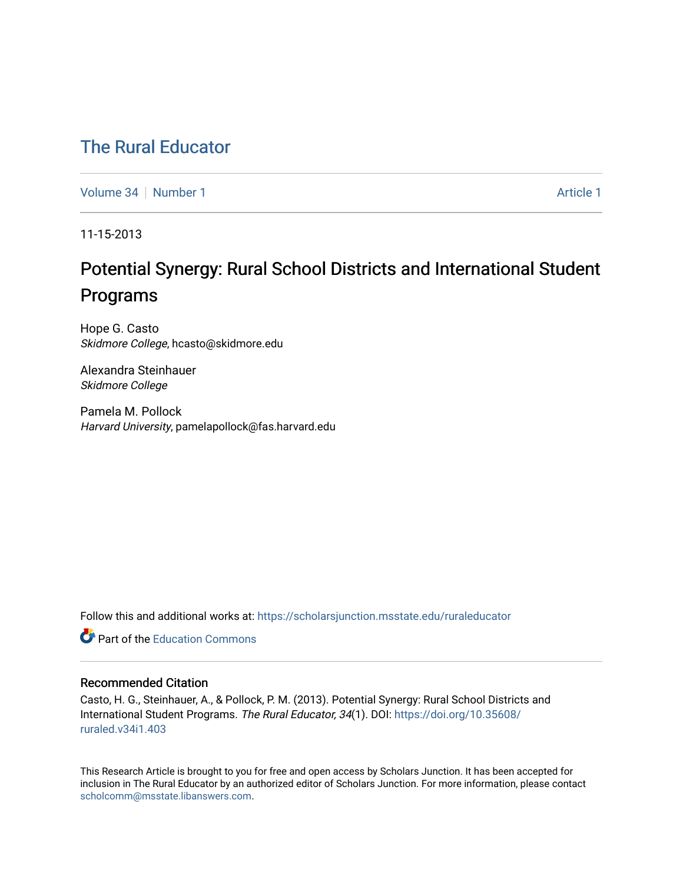# The Rural Educator

Volume 34 | Number 1 | Article 1

11-15-2013

## Potential Synergy: Rural School Districts and International Student Programs

Hope G. Casto
*Skidmore College*, hcasto@skidmore.edu

Alexandra Steinhauer
*Skidmore College*

Pamela M. Pollock
*Harvard University*, pamelapollock@fas.harvard.edu

Follow this and additional works at: https://scholarsjunction.msstate.edu/ruraleducator

Part of the Education Commons

### Recommended Citation

Casto, H. G., Steinhauer, A., & Pollock, P. M. (2013). Potential Synergy: Rural School Districts and International Student Programs. *The Rural Educator, 34*(1). DOI: https://doi.org/10.35608/ruraled.v34i1.403

This Research Article is brought to you for free and open access by Scholars Junction. It has been accepted for inclusion in The Rural Educator by an authorized editor of Scholars Junction. For more information, please contact scholcomm@msstate.libanswers.com.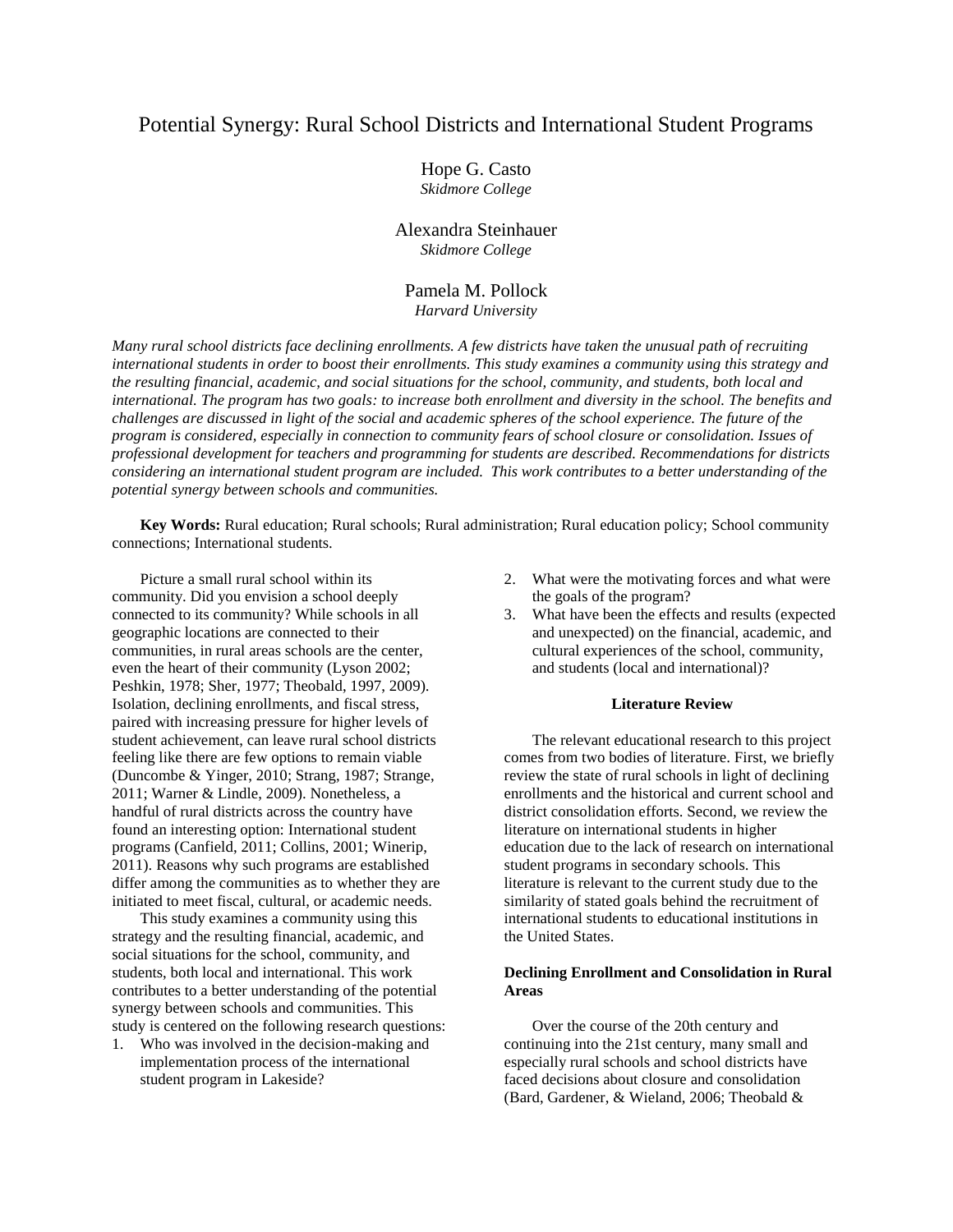# Potential Synergy: Rural School Districts and International Student Programs

Hope G. Casto
*Skidmore College*

Alexandra Steinhauer
*Skidmore College*

Pamela M. Pollock
*Harvard University*

*Many rural school districts face declining enrollments. A few districts have taken the unusual path of recruiting international students in order to boost their enrollments. This study examines a community using this strategy and the resulting financial, academic, and social situations for the school, community, and students, both local and international. The program has two goals: to increase both enrollment and diversity in the school. The benefits and challenges are discussed in light of the social and academic spheres of the school experience. The future of the program is considered, especially in connection to community fears of school closure or consolidation. Issues of professional development for teachers and programming for students are described. Recommendations for districts considering an international student program are included. This work contributes to a better understanding of the potential synergy between schools and communities.*

**Key Words:** Rural education; Rural schools; Rural administration; Rural education policy; School community connections; International students.

Picture a small rural school within its community. Did you envision a school deeply connected to its community? While schools in all geographic locations are connected to their communities, in rural areas schools are the center, even the heart of their community (Lyson 2002; Peshkin, 1978; Sher, 1977; Theobald, 1997, 2009). Isolation, declining enrollments, and fiscal stress, paired with increasing pressure for higher levels of student achievement, can leave rural school districts feeling like there are few options to remain viable (Duncombe & Yinger, 2010; Strang, 1987; Strange, 2011; Warner & Lindle, 2009). Nonetheless, a handful of rural districts across the country have found an interesting option: International student programs (Canfield, 2011; Collins, 2001; Winerip, 2011). Reasons why such programs are established differ among the communities as to whether they are initiated to meet fiscal, cultural, or academic needs.

This study examines a community using this strategy and the resulting financial, academic, and social situations for the school, community, and students, both local and international. This work contributes to a better understanding of the potential synergy between schools and communities. This study is centered on the following research questions:

1. Who was involved in the decision-making and implementation process of the international student program in Lakeside?
2. What were the motivating forces and what were the goals of the program?
3. What have been the effects and results (expected and unexpected) on the financial, academic, and cultural experiences of the school, community, and students (local and international)?

## Literature Review

The relevant educational research to this project comes from two bodies of literature. First, we briefly review the state of rural schools in light of declining enrollments and the historical and current school and district consolidation efforts. Second, we review the literature on international students in higher education due to the lack of research on international student programs in secondary schools. This literature is relevant to the current study due to the similarity of stated goals behind the recruitment of international students to educational institutions in the United States.

### Declining Enrollment and Consolidation in Rural Areas

Over the course of the 20th century and continuing into the 21st century, many small and especially rural schools and school districts have faced decisions about closure and consolidation (Bard, Gardener, & Wieland, 2006; Theobald &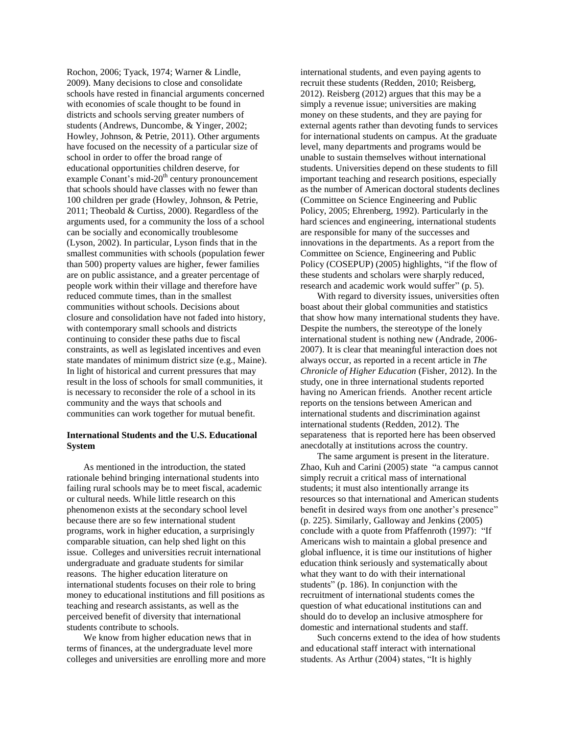Rochon, 2006; Tyack, 1974; Warner & Lindle, 2009). Many decisions to close and consolidate schools have rested in financial arguments concerned with economies of scale thought to be found in districts and schools serving greater numbers of students (Andrews, Duncombe, & Yinger, 2002; Howley, Johnson, & Petrie, 2011). Other arguments have focused on the necessity of a particular size of school in order to offer the broad range of educational opportunities children deserve, for example Conant's mid-20th century pronouncement that schools should have classes with no fewer than 100 children per grade (Howley, Johnson, & Petrie, 2011; Theobald & Curtiss, 2000). Regardless of the arguments used, for a community the loss of a school can be socially and economically troublesome (Lyson, 2002). In particular, Lyson finds that in the smallest communities with schools (population fewer than 500) property values are higher, fewer families are on public assistance, and a greater percentage of people work within their village and therefore have reduced commute times, than in the smallest communities without schools. Decisions about closure and consolidation have not faded into history, with contemporary small schools and districts continuing to consider these paths due to fiscal constraints, as well as legislated incentives and even state mandates of minimum district size (e.g., Maine). In light of historical and current pressures that may result in the loss of schools for small communities, it is necessary to reconsider the role of a school in its community and the ways that schools and communities can work together for mutual benefit.

### International Students and the U.S. Educational System

As mentioned in the introduction, the stated rationale behind bringing international students into failing rural schools may be to meet fiscal, academic or cultural needs. While little research on this phenomenon exists at the secondary school level because there are so few international student programs, work in higher education, a surprisingly comparable situation, can help shed light on this issue. Colleges and universities recruit international undergraduate and graduate students for similar reasons. The higher education literature on international students focuses on their role to bring money to educational institutions and fill positions as teaching and research assistants, as well as the perceived benefit of diversity that international students contribute to schools.

We know from higher education news that in terms of finances, at the undergraduate level more colleges and universities are enrolling more and more international students, and even paying agents to recruit these students (Redden, 2010; Reisberg, 2012). Reisberg (2012) argues that this may be a simply a revenue issue; universities are making money on these students, and they are paying for external agents rather than devoting funds to services for international students on campus. At the graduate level, many departments and programs would be unable to sustain themselves without international students. Universities depend on these students to fill important teaching and research positions, especially as the number of American doctoral students declines (Committee on Science Engineering and Public Policy, 2005; Ehrenberg, 1992). Particularly in the hard sciences and engineering, international students are responsible for many of the successes and innovations in the departments. As a report from the Committee on Science, Engineering and Public Policy (COSEPUP) (2005) highlights, "if the flow of these students and scholars were sharply reduced, research and academic work would suffer" (p. 5).

With regard to diversity issues, universities often boast about their global communities and statistics that show how many international students they have. Despite the numbers, the stereotype of the lonely international student is nothing new (Andrade, 2006-2007). It is clear that meaningful interaction does not always occur, as reported in a recent article in *The Chronicle of Higher Education* (Fisher, 2012). In the study, one in three international students reported having no American friends. Another recent article reports on the tensions between American and international students and discrimination against international students (Redden, 2012). The separateness that is reported here has been observed anecdotally at institutions across the country.

The same argument is present in the literature. Zhao, Kuh and Carini (2005) state "a campus cannot simply recruit a critical mass of international students; it must also intentionally arrange its resources so that international and American students benefit in desired ways from one another's presence" (p. 225). Similarly, Galloway and Jenkins (2005) conclude with a quote from Pfaffenroth (1997): "If Americans wish to maintain a global presence and global influence, it is time our institutions of higher education think seriously and systematically about what they want to do with their international students" (p. 186). In conjunction with the recruitment of international students comes the question of what educational institutions can and should do to develop an inclusive atmosphere for domestic and international students and staff.

Such concerns extend to the idea of how students and educational staff interact with international students. As Arthur (2004) states, "It is highly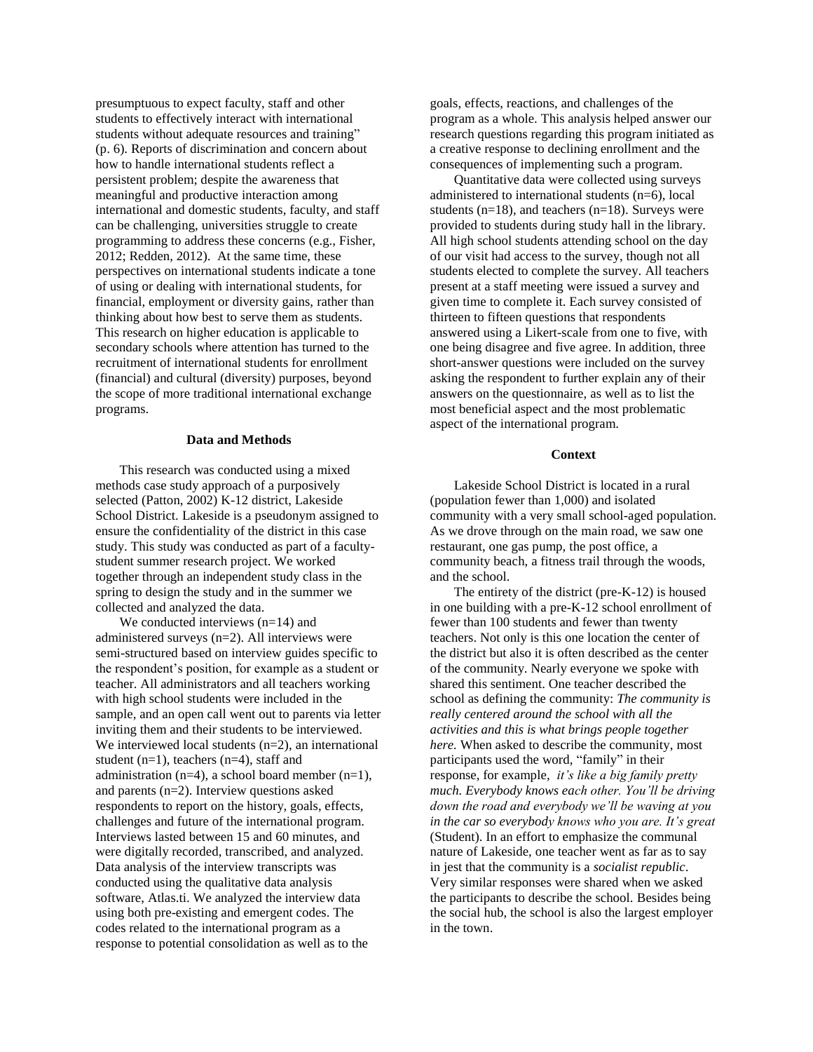presumptuous to expect faculty, staff and other students to effectively interact with international students without adequate resources and training" (p. 6). Reports of discrimination and concern about how to handle international students reflect a persistent problem; despite the awareness that meaningful and productive interaction among international and domestic students, faculty, and staff can be challenging, universities struggle to create programming to address these concerns (e.g., Fisher, 2012; Redden, 2012). At the same time, these perspectives on international students indicate a tone of using or dealing with international students, for financial, employment or diversity gains, rather than thinking about how best to serve them as students. This research on higher education is applicable to secondary schools where attention has turned to the recruitment of international students for enrollment (financial) and cultural (diversity) purposes, beyond the scope of more traditional international exchange programs.

## Data and Methods

This research was conducted using a mixed methods case study approach of a purposively selected (Patton, 2002) K-12 district, Lakeside School District. Lakeside is a pseudonym assigned to ensure the confidentiality of the district in this case study. This study was conducted as part of a faculty-student summer research project. We worked together through an independent study class in the spring to design the study and in the summer we collected and analyzed the data.

We conducted interviews (n=14) and administered surveys (n=2). All interviews were semi-structured based on interview guides specific to the respondent's position, for example as a student or teacher. All administrators and all teachers working with high school students were included in the sample, and an open call went out to parents via letter inviting them and their students to be interviewed. We interviewed local students (n=2), an international student (n=1), teachers (n=4), staff and administration (n=4), a school board member (n=1), and parents (n=2). Interview questions asked respondents to report on the history, goals, effects, challenges and future of the international program. Interviews lasted between 15 and 60 minutes, and were digitally recorded, transcribed, and analyzed. Data analysis of the interview transcripts was conducted using the qualitative data analysis software, Atlas.ti. We analyzed the interview data using both pre-existing and emergent codes. The codes related to the international program as a response to potential consolidation as well as to the goals, effects, reactions, and challenges of the program as a whole. This analysis helped answer our research questions regarding this program initiated as a creative response to declining enrollment and the consequences of implementing such a program.

Quantitative data were collected using surveys administered to international students (n=6), local students (n=18), and teachers (n=18). Surveys were provided to students during study hall in the library. All high school students attending school on the day of our visit had access to the survey, though not all students elected to complete the survey. All teachers present at a staff meeting were issued a survey and given time to complete it. Each survey consisted of thirteen to fifteen questions that respondents answered using a Likert-scale from one to five, with one being disagree and five agree. In addition, three short-answer questions were included on the survey asking the respondent to further explain any of their answers on the questionnaire, as well as to list the most beneficial aspect and the most problematic aspect of the international program.

## Context

Lakeside School District is located in a rural (population fewer than 1,000) and isolated community with a very small school-aged population. As we drove through on the main road, we saw one restaurant, one gas pump, the post office, a community beach, a fitness trail through the woods, and the school.

The entirety of the district (pre-K-12) is housed in one building with a pre-K-12 school enrollment of fewer than 100 students and fewer than twenty teachers. Not only is this one location the center of the district but also it is often described as the center of the community. Nearly everyone we spoke with shared this sentiment. One teacher described the school as defining the community: *The community is really centered around the school with all the activities and this is what brings people together here.* When asked to describe the community, most participants used the word, "family" in their response, for example, *it's like a big family pretty much. Everybody knows each other. You'll be driving down the road and everybody we'll be waving at you in the car so everybody knows who you are. It's great* (Student). In an effort to emphasize the communal nature of Lakeside, one teacher went as far as to say in jest that the community is a *socialist republic*. Very similar responses were shared when we asked the participants to describe the school. Besides being the social hub, the school is also the largest employer in the town.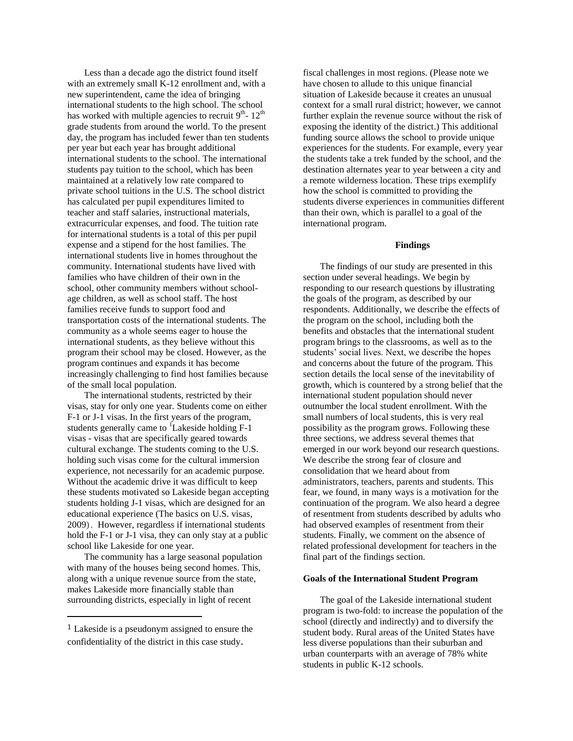Less than a decade ago the district found itself with an extremely small K-12 enrollment and, with a new superintendent, came the idea of bringing international students to the high school. The school has worked with multiple agencies to recruit 9th- 12th grade students from around the world. To the present day, the program has included fewer than ten students per year but each year has brought additional international students to the school. The international students pay tuition to the school, which has been maintained at a relatively low rate compared to private school tuitions in the U.S. The school district has calculated per pupil expenditures limited to teacher and staff salaries, instructional materials, extracurricular expenses, and food. The tuition rate for international students is a total of this per pupil expense and a stipend for the host families. The international students live in homes throughout the community. International students have lived with families who have children of their own in the school, other community members without school-age children, as well as school staff. The host families receive funds to support food and transportation costs of the international students. The community as a whole seems eager to house the international students, as they believe without this program their school may be closed. However, as the program continues and expands it has become increasingly challenging to find host families because of the small local population.

The international students, restricted by their visas, stay for only one year. Students come on either F-1 or J-1 visas. In the first years of the program, students generally came to [1]Lakeside holding F-1 visas - visas that are specifically geared towards cultural exchange. The students coming to the U.S. holding such visas come for the cultural immersion experience, not necessarily for an academic purpose. Without the academic drive it was difficult to keep these students motivated so Lakeside began accepting students holding J-1 visas, which are designed for an educational experience (The basics on U.S. visas, 2009). However, regardless if international students hold the F-1 or J-1 visa, they can only stay at a public school like Lakeside for one year.

The community has a large seasonal population with many of the houses being second homes. This, along with a unique revenue source from the state, makes Lakeside more financially stable than surrounding districts, especially in light of recent fiscal challenges in most regions. (Please note we have chosen to allude to this unique financial situation of Lakeside because it creates an unusual context for a small rural district; however, we cannot further explain the revenue source without the risk of exposing the identity of the district.) This additional funding source allows the school to provide unique experiences for the students. For example, every year the students take a trek funded by the school, and the destination alternates year to year between a city and a remote wilderness location. These trips exemplify how the school is committed to providing the students diverse experiences in communities different than their own, which is parallel to a goal of the international program.

## Findings

The findings of our study are presented in this section under several headings. We begin by responding to our research questions by illustrating the goals of the program, as described by our respondents. Additionally, we describe the effects of the program on the school, including both the benefits and obstacles that the international student program brings to the classrooms, as well as to the students' social lives. Next, we describe the hopes and concerns about the future of the program. This section details the local sense of the inevitability of growth, which is countered by a strong belief that the international student population should never outnumber the local student enrollment. With the small numbers of local students, this is very real possibility as the program grows. Following these three sections, we address several themes that emerged in our work beyond our research questions. We describe the strong fear of closure and consolidation that we heard about from administrators, teachers, parents and students. This fear, we found, in many ways is a motivation for the continuation of the program. We also heard a degree of resentment from students described by adults who had observed examples of resentment from their students. Finally, we comment on the absence of related professional development for teachers in the final part of the findings section.

### Goals of the International Student Program

The goal of the Lakeside international student program is two-fold: to increase the population of the school (directly and indirectly) and to diversify the student body. Rural areas of the United States have less diverse populations than their suburban and urban counterparts with an average of 78% white students in public K-12 schools.

[1] Lakeside is a pseudonym assigned to ensure the confidentiality of the district in this case study.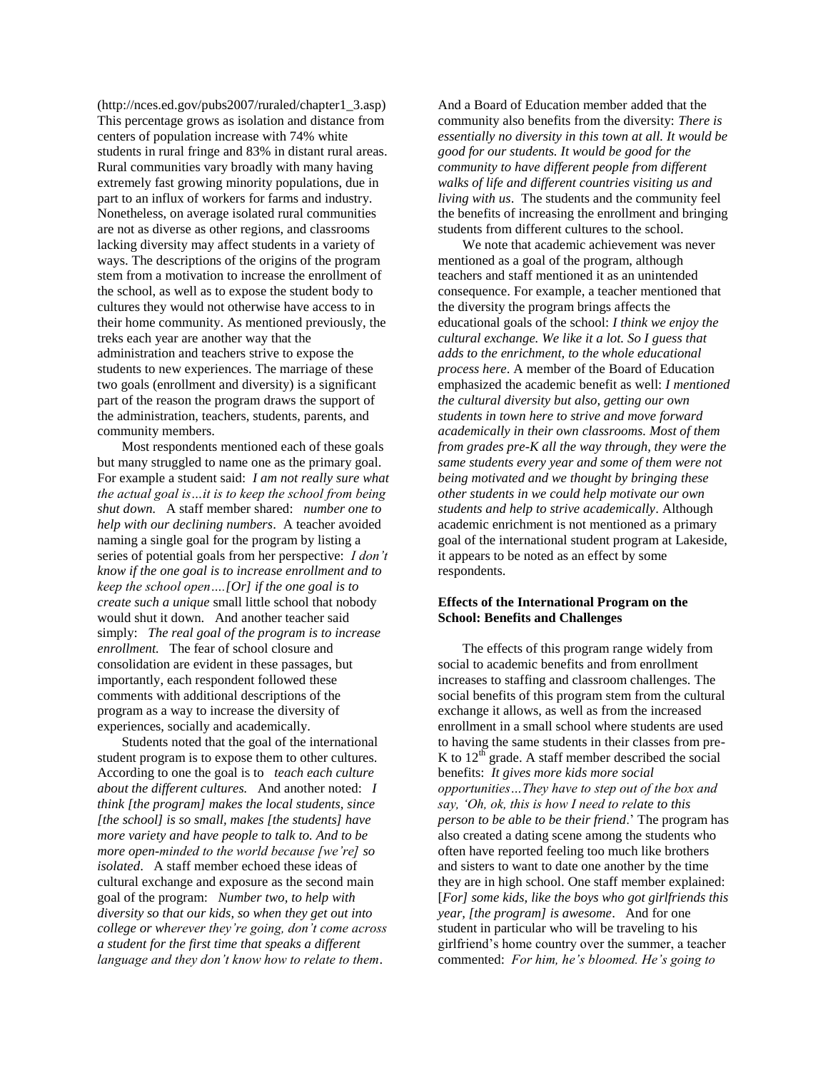(http://nces.ed.gov/pubs2007/ruraled/chapter1_3.asp) This percentage grows as isolation and distance from centers of population increase with 74% white students in rural fringe and 83% in distant rural areas. Rural communities vary broadly with many having extremely fast growing minority populations, due in part to an influx of workers for farms and industry. Nonetheless, on average isolated rural communities are not as diverse as other regions, and classrooms lacking diversity may affect students in a variety of ways. The descriptions of the origins of the program stem from a motivation to increase the enrollment of the school, as well as to expose the student body to cultures they would not otherwise have access to in their home community. As mentioned previously, the treks each year are another way that the administration and teachers strive to expose the students to new experiences. The marriage of these two goals (enrollment and diversity) is a significant part of the reason the program draws the support of the administration, teachers, students, parents, and community members.

Most respondents mentioned each of these goals but many struggled to name one as the primary goal. For example a student said: *I am not really sure what the actual goal is…it is to keep the school from being shut down.* A staff member shared: *number one to help with our declining numbers*. A teacher avoided naming a single goal for the program by listing a series of potential goals from her perspective: *I don't know if the one goal is to increase enrollment and to keep the school open….[Or] if the one goal is to create such a unique small little school that nobody would shut it down.* And another teacher said simply: *The real goal of the program is to increase enrollment.* The fear of school closure and consolidation are evident in these passages, but importantly, each respondent followed these comments with additional descriptions of the program as a way to increase the diversity of experiences, socially and academically.

Students noted that the goal of the international student program is to expose them to other cultures. According to one the goal is to *teach each culture about the different cultures.* And another noted: *I think [the program] makes the local students, since [the school] is so small, makes [the students] have more variety and have people to talk to. And to be more open-minded to the world because [we're] so isolated*. A staff member echoed these ideas of cultural exchange and exposure as the second main goal of the program: *Number two, to help with diversity so that our kids, so when they get out into college or wherever they're going, don't come across a student for the first time that speaks a different language and they don't know how to relate to them*.

And a Board of Education member added that the community also benefits from the diversity: *There is essentially no diversity in this town at all. It would be good for our students. It would be good for the community to have different people from different walks of life and different countries visiting us and living with us*. The students and the community feel the benefits of increasing the enrollment and bringing students from different cultures to the school.

We note that academic achievement was never mentioned as a goal of the program, although teachers and staff mentioned it as an unintended consequence. For example, a teacher mentioned that the diversity the program brings affects the educational goals of the school: *I think we enjoy the cultural exchange. We like it a lot. So I guess that adds to the enrichment, to the whole educational process here*. A member of the Board of Education emphasized the academic benefit as well: *I mentioned the cultural diversity but also, getting our own students in town here to strive and move forward academically in their own classrooms. Most of them from grades pre-K all the way through, they were the same students every year and some of them were not being motivated and we thought by bringing these other students in we could help motivate our own students and help to strive academically*. Although academic enrichment is not mentioned as a primary goal of the international student program at Lakeside, it appears to be noted as an effect by some respondents.

### Effects of the International Program on the School: Benefits and Challenges

The effects of this program range widely from social to academic benefits and from enrollment increases to staffing and classroom challenges. The social benefits of this program stem from the cultural exchange it allows, as well as from the increased enrollment in a small school where students are used to having the same students in their classes from pre-K to 12th grade. A staff member described the social benefits: *It gives more kids more social opportunities…They have to step out of the box and say, 'Oh, ok, this is how I need to relate to this person to be able to be their friend*.' The program has also created a dating scene among the students who often have reported feeling too much like brothers and sisters to want to date one another by the time they are in high school. One staff member explained: [*For] some kids, like the boys who got girlfriends this year, [the program] is awesome*. And for one student in particular who will be traveling to his girlfriend's home country over the summer, a teacher commented: *For him, he's bloomed. He's going to*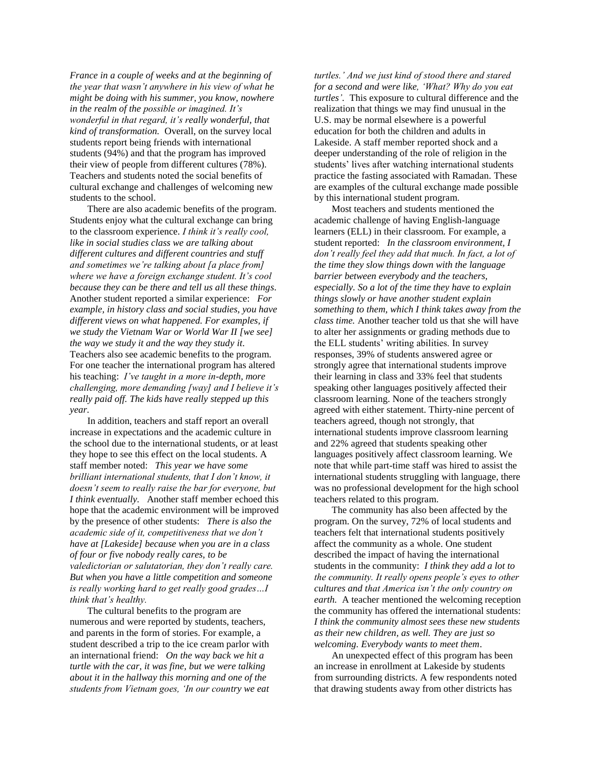*France in a couple of weeks and at the beginning of the year that wasn't anywhere in his view of what he might be doing with his summer, you know, nowhere in the realm of the possible or imagined. It's wonderful in that regard, it's really wonderful, that kind of transformation.* Overall, on the survey local students report being friends with international students (94%) and that the program has improved their view of people from different cultures (78%). Teachers and students noted the social benefits of cultural exchange and challenges of welcoming new students to the school.

There are also academic benefits of the program. Students enjoy what the cultural exchange can bring to the classroom experience. *I think it's really cool, like in social studies class we are talking about different cultures and different countries and stuff and sometimes we're talking about [a place from] where we have a foreign exchange student. It's cool because they can be there and tell us all these things*. Another student reported a similar experience: *For example, in history class and social studies, you have different views on what happened. For examples, if we study the Vietnam War or World War II [we see] the way we study it and the way they study it*. Teachers also see academic benefits to the program. For one teacher the international program has altered his teaching: *I've taught in a more in-depth, more challenging, more demanding [way] and I believe it's really paid off. The kids have really stepped up this year.*

In addition, teachers and staff report an overall increase in expectations and the academic culture in the school due to the international students, or at least they hope to see this effect on the local students. A staff member noted: *This year we have some brilliant international students, that I don't know, it doesn't seem to really raise the bar for everyone, but I think eventually.* Another staff member echoed this hope that the academic environment will be improved by the presence of other students: *There is also the academic side of it, competitiveness that we don't have at [Lakeside] because when you are in a class of four or five nobody really cares, to be valedictorian or salutatorian, they don't really care. But when you have a little competition and someone is really working hard to get really good grades…I think that's healthy.*

The cultural benefits to the program are numerous and were reported by students, teachers, and parents in the form of stories. For example, a student described a trip to the ice cream parlor with an international friend: *On the way back we hit a turtle with the car, it was fine, but we were talking about it in the hallway this morning and one of the students from Vietnam goes, 'In our country we eat turtles.' And we just kind of stood there and stared for a second and were like, 'What? Why do you eat turtles'.* This exposure to cultural difference and the realization that things we may find unusual in the U.S. may be normal elsewhere is a powerful education for both the children and adults in Lakeside. A staff member reported shock and a deeper understanding of the role of religion in the students' lives after watching international students practice the fasting associated with Ramadan. These are examples of the cultural exchange made possible by this international student program.

Most teachers and students mentioned the academic challenge of having English-language learners (ELL) in their classroom. For example, a student reported: *In the classroom environment, I don't really feel they add that much. In fact, a lot of the time they slow things down with the language barrier between everybody and the teachers, especially. So a lot of the time they have to explain things slowly or have another student explain something to them, which I think takes away from the class time.* Another teacher told us that she will have to alter her assignments or grading methods due to the ELL students' writing abilities. In survey responses, 39% of students answered agree or strongly agree that international students improve their learning in class and 33% feel that students speaking other languages positively affected their classroom learning. None of the teachers strongly agreed with either statement. Thirty-nine percent of teachers agreed, though not strongly, that international students improve classroom learning and 22% agreed that students speaking other languages positively affect classroom learning. We note that while part-time staff was hired to assist the international students struggling with language, there was no professional development for the high school teachers related to this program.

The community has also been affected by the program. On the survey, 72% of local students and teachers felt that international students positively affect the community as a whole. One student described the impact of having the international students in the community: *I think they add a lot to the community. It really opens people's eyes to other cultures and that America isn't the only country on earth.* A teacher mentioned the welcoming reception the community has offered the international students: *I think the community almost sees these new students as their new children, as well. They are just so welcoming. Everybody wants to meet them*.

An unexpected effect of this program has been an increase in enrollment at Lakeside by students from surrounding districts. A few respondents noted that drawing students away from other districts has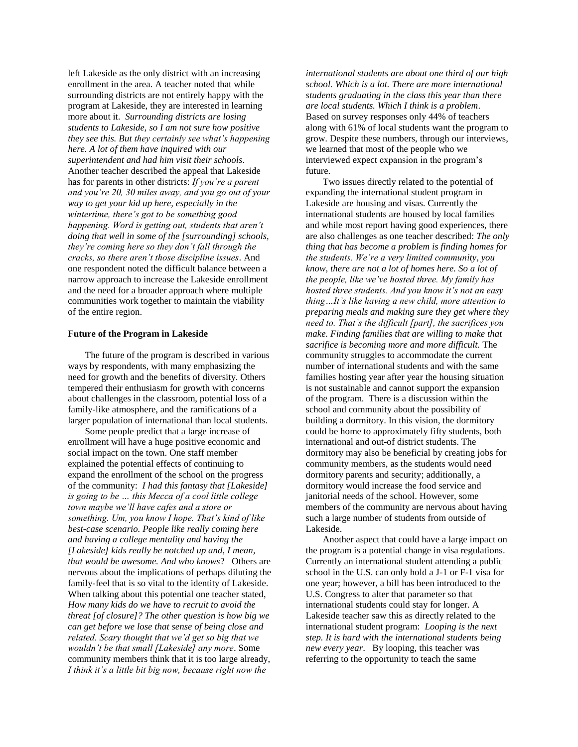left Lakeside as the only district with an increasing enrollment in the area. A teacher noted that while surrounding districts are not entirely happy with the program at Lakeside, they are interested in learning more about it. *Surrounding districts are losing students to Lakeside, so I am not sure how positive they see this. But they certainly see what's happening here. A lot of them have inquired with our superintendent and had him visit their schools*. Another teacher described the appeal that Lakeside has for parents in other districts: *If you're a parent and you're 20, 30 miles away, and you go out of your way to get your kid up here, especially in the wintertime, there's got to be something good happening. Word is getting out, students that aren't doing that well in some of the [surrounding] schools, they're coming here so they don't fall through the cracks, so there aren't those discipline issues*. And one respondent noted the difficult balance between a narrow approach to increase the Lakeside enrollment and the need for a broader approach where multiple communities work together to maintain the viability of the entire region.

**Future of the Program in Lakeside**

The future of the program is described in various ways by respondents, with many emphasizing the need for growth and the benefits of diversity. Others tempered their enthusiasm for growth with concerns about challenges in the classroom, potential loss of a family-like atmosphere, and the ramifications of a larger population of international than local students.

Some people predict that a large increase of enrollment will have a huge positive economic and social impact on the town. One staff member explained the potential effects of continuing to expand the enrollment of the school on the progress of the community: *I had this fantasy that [Lakeside] is going to be … this Mecca of a cool little college town maybe we'll have cafes and a store or something. Um, you know I hope. That's kind of like best-case scenario. People like really coming here and having a college mentality and having the [Lakeside] kids really be notched up and, I mean, that would be awesome. And who knows*? Others are nervous about the implications of perhaps diluting the family-feel that is so vital to the identity of Lakeside. When talking about this potential one teacher stated, *How many kids do we have to recruit to avoid the threat [of closure]? The other question is how big we can get before we lose that sense of being close and related. Scary thought that we'd get so big that we wouldn't be that small [Lakeside] any more*. Some community members think that it is too large already, *I think it's a little bit big now, because right now the international students are about one third of our high school. Which is a lot. There are more international students graduating in the class this year than there are local students. Which I think is a problem*. Based on survey responses only 44% of teachers along with 61% of local students want the program to grow. Despite these numbers, through our interviews, we learned that most of the people who we interviewed expect expansion in the program's future.

Two issues directly related to the potential of expanding the international student program in Lakeside are housing and visas. Currently the international students are housed by local families and while most report having good experiences, there are also challenges as one teacher described: *The only thing that has become a problem is finding homes for the students. We're a very limited community, you know, there are not a lot of homes here. So a lot of the people, like we've hosted three. My family has hosted three students. And you know it's not an easy thing…It's like having a new child, more attention to preparing meals and making sure they get where they need to. That's the difficult [part], the sacrifices you make. Finding families that are willing to make that sacrifice is becoming more and more difficult.* The community struggles to accommodate the current number of international students and with the same families hosting year after year the housing situation is not sustainable and cannot support the expansion of the program. There is a discussion within the school and community about the possibility of building a dormitory. In this vision, the dormitory could be home to approximately fifty students, both international and out-of district students. The dormitory may also be beneficial by creating jobs for community members, as the students would need dormitory parents and security; additionally, a dormitory would increase the food service and janitorial needs of the school. However, some members of the community are nervous about having such a large number of students from outside of Lakeside.

Another aspect that could have a large impact on the program is a potential change in visa regulations. Currently an international student attending a public school in the U.S. can only hold a J-1 or F-1 visa for one year; however, a bill has been introduced to the U.S. Congress to alter that parameter so that international students could stay for longer. A Lakeside teacher saw this as directly related to the international student program: *Looping is the next step. It is hard with the international students being new every year*. By looping, this teacher was referring to the opportunity to teach the same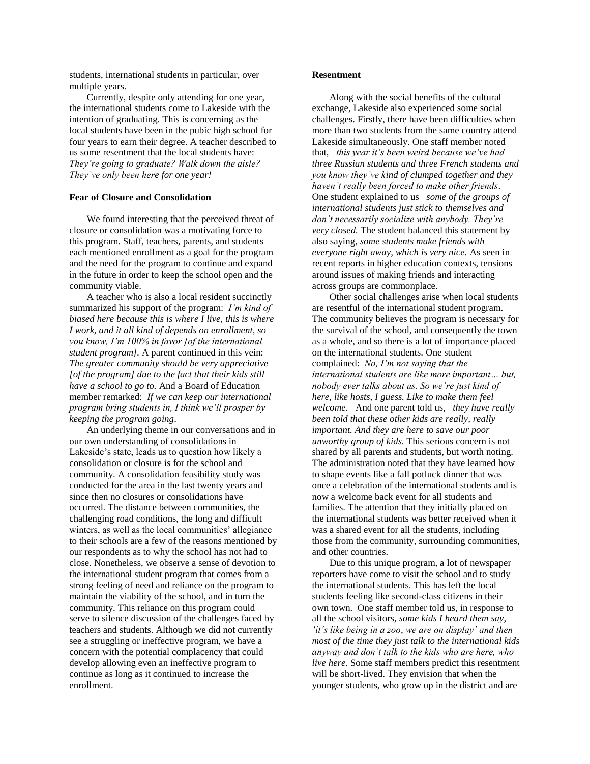students, international students in particular, over multiple years.

Currently, despite only attending for one year, the international students come to Lakeside with the intention of graduating. This is concerning as the local students have been in the pubic high school for four years to earn their degree. A teacher described to us some resentment that the local students have: *They're going to graduate? Walk down the aisle? They've only been here for one year!*

**Fear of Closure and Consolidation**

We found interesting that the perceived threat of closure or consolidation was a motivating force to this program. Staff, teachers, parents, and students each mentioned enrollment as a goal for the program and the need for the program to continue and expand in the future in order to keep the school open and the community viable.

A teacher who is also a local resident succinctly summarized his support of the program: ***I'm kind of biased here because this is where I live, this is where I work, and it all kind of depends on enrollment, so you know, I'm 100% in favor [of the international student program].*** A parent continued in this vein: ***The greater community should be very appreciative [of the program] due to the fact that their kids still have a school to go to.*** And a Board of Education member remarked: ***If we can keep our international program bring students in, I think we'll prosper by keeping the program going***.

An underlying theme in our conversations and in our own understanding of consolidations in Lakeside's state, leads us to question how likely a consolidation or closure is for the school and community. A consolidation feasibility study was conducted for the area in the last twenty years and since then no closures or consolidations have occurred. The distance between communities, the challenging road conditions, the long and difficult winters, as well as the local communities' allegiance to their schools are a few of the reasons mentioned by our respondents as to why the school has not had to close. Nonetheless, we observe a sense of devotion to the international student program that comes from a strong feeling of need and reliance on the program to maintain the viability of the school, and in turn the community. This reliance on this program could serve to silence discussion of the challenges faced by teachers and students. Although we did not currently see a struggling or ineffective program, we have a concern with the potential complacency that could develop allowing even an ineffective program to continue as long as it continued to increase the enrollment.

**Resentment**

Along with the social benefits of the cultural exchange, Lakeside also experienced some social challenges. Firstly, there have been difficulties when more than two students from the same country attend Lakeside simultaneously. One staff member noted that, ***this year it's been weird because we've had three Russian students and three French students and you know they've kind of clumped together and they haven't really been forced to make other friends***. One student explained to us ***some of the groups of international students just stick to themselves and don't necessarily socialize with anybody. They're very closed.*** The student balanced this statement by also saying, ***some students make friends with everyone right away, which is very nice.*** As seen in recent reports in higher education contexts, tensions around issues of making friends and interacting across groups are commonplace.

Other social challenges arise when local students are resentful of the international student program. The community believes the program is necessary for the survival of the school, and consequently the town as a whole, and so there is a lot of importance placed on the international students. One student complained: ***No, I'm not saying that the international students are like more important… but, nobody ever talks about us. So we're just kind of here, like hosts, I guess. Like to make them feel welcome.*** And one parent told us, ***they have really been told that these other kids are really, really important. And they are here to save our poor unworthy group of kids.*** This serious concern is not shared by all parents and students, but worth noting. The administration noted that they have learned how to shape events like a fall potluck dinner that was once a celebration of the international students and is now a welcome back event for all students and families. The attention that they initially placed on the international students was better received when it was a shared event for all the students, including those from the community, surrounding communities, and other countries.

Due to this unique program, a lot of newspaper reporters have come to visit the school and to study the international students. This has left the local students feeling like second-class citizens in their own town. One staff member told us, in response to all the school visitors, ***some kids I heard them say, 'it's like being in a zoo, we are on display' and then most of the time they just talk to the international kids anyway and don't talk to the kids who are here, who live here.*** Some staff members predict this resentment will be short-lived. They envision that when the younger students, who grow up in the district and are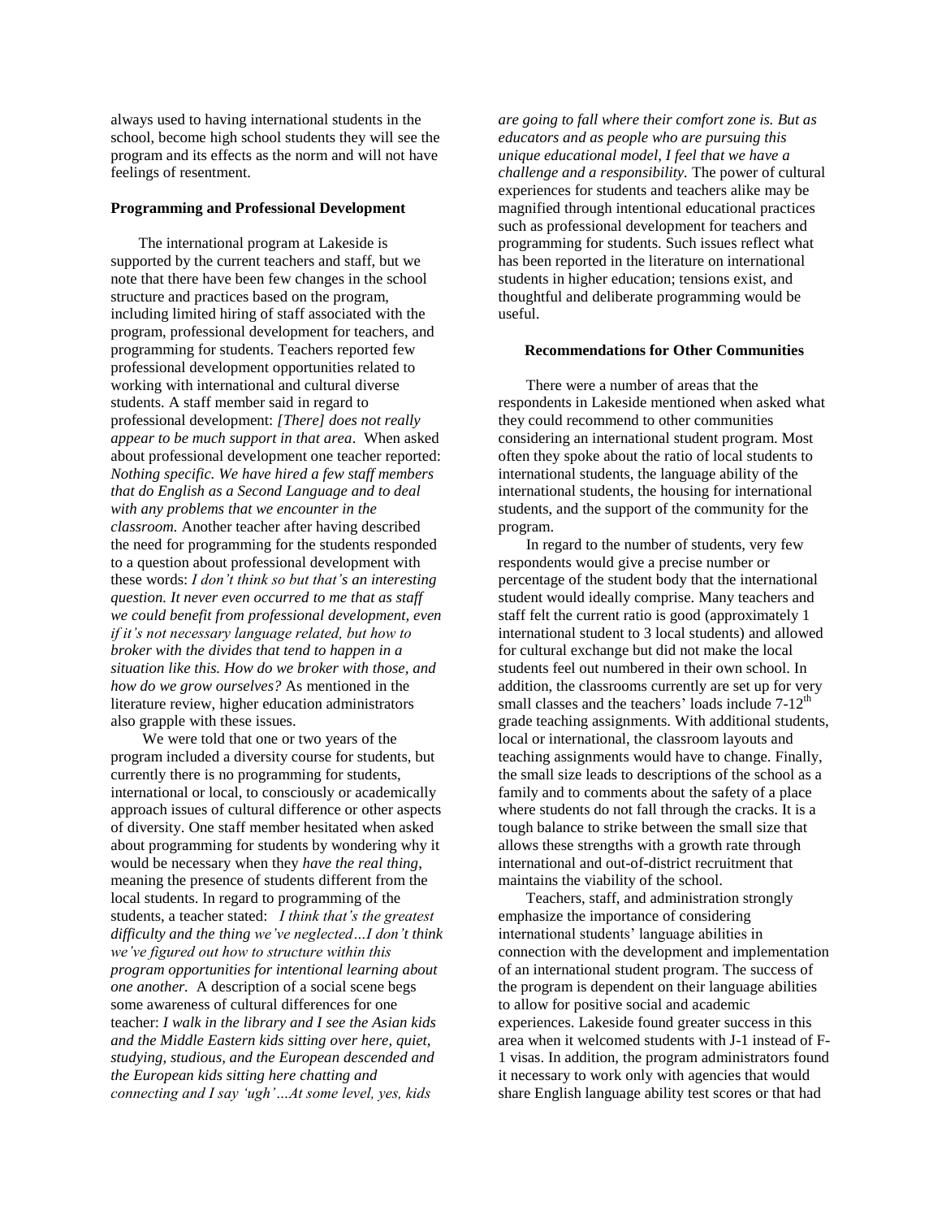always used to having international students in the school, become high school students they will see the program and its effects as the norm and will not have feelings of resentment.

**Programming and Professional Development**

The international program at Lakeside is supported by the current teachers and staff, but we note that there have been few changes in the school structure and practices based on the program, including limited hiring of staff associated with the program, professional development for teachers, and programming for students. Teachers reported few professional development opportunities related to working with international and cultural diverse students. A staff member said in regard to professional development: *[There] does not really appear to be much support in that area*. When asked about professional development one teacher reported: *Nothing specific. We have hired a few staff members that do English as a Second Language and to deal with any problems that we encounter in the classroom.* Another teacher after having described the need for programming for the students responded to a question about professional development with these words: *I don't think so but that's an interesting question. It never even occurred to me that as staff we could benefit from professional development, even if it's not necessary language related, but how to broker with the divides that tend to happen in a situation like this. How do we broker with those, and how do we grow ourselves?* As mentioned in the literature review, higher education administrators also grapple with these issues.

We were told that one or two years of the program included a diversity course for students, but currently there is no programming for students, international or local, to consciously or academically approach issues of cultural difference or other aspects of diversity. One staff member hesitated when asked about programming for students by wondering why it would be necessary when they *have the real thing*, meaning the presence of students different from the local students. In regard to programming of the students, a teacher stated: *I think that's the greatest difficulty and the thing we've neglected…I don't think we've figured out how to structure within this program opportunities for intentional learning about one another.* A description of a social scene begs some awareness of cultural differences for one teacher: *I walk in the library and I see the Asian kids and the Middle Eastern kids sitting over here, quiet, studying, studious, and the European descended and the European kids sitting here chatting and connecting and I say 'ugh'…At some level, yes, kids are going to fall where their comfort zone is. But as educators and as people who are pursuing this unique educational model, I feel that we have a challenge and a responsibility.* The power of cultural experiences for students and teachers alike may be magnified through intentional educational practices such as professional development for teachers and programming for students. Such issues reflect what has been reported in the literature on international students in higher education; tensions exist, and thoughtful and deliberate programming would be useful.

**Recommendations for Other Communities**

There were a number of areas that the respondents in Lakeside mentioned when asked what they could recommend to other communities considering an international student program. Most often they spoke about the ratio of local students to international students, the language ability of the international students, the housing for international students, and the support of the community for the program.

In regard to the number of students, very few respondents would give a precise number or percentage of the student body that the international student would ideally comprise. Many teachers and staff felt the current ratio is good (approximately 1 international student to 3 local students) and allowed for cultural exchange but did not make the local students feel out numbered in their own school. In addition, the classrooms currently are set up for very small classes and the teachers' loads include 7-12th grade teaching assignments. With additional students, local or international, the classroom layouts and teaching assignments would have to change. Finally, the small size leads to descriptions of the school as a family and to comments about the safety of a place where students do not fall through the cracks. It is a tough balance to strike between the small size that allows these strengths with a growth rate through international and out-of-district recruitment that maintains the viability of the school.

Teachers, staff, and administration strongly emphasize the importance of considering international students' language abilities in connection with the development and implementation of an international student program. The success of the program is dependent on their language abilities to allow for positive social and academic experiences. Lakeside found greater success in this area when it welcomed students with J-1 instead of F-1 visas. In addition, the program administrators found it necessary to work only with agencies that would share English language ability test scores or that had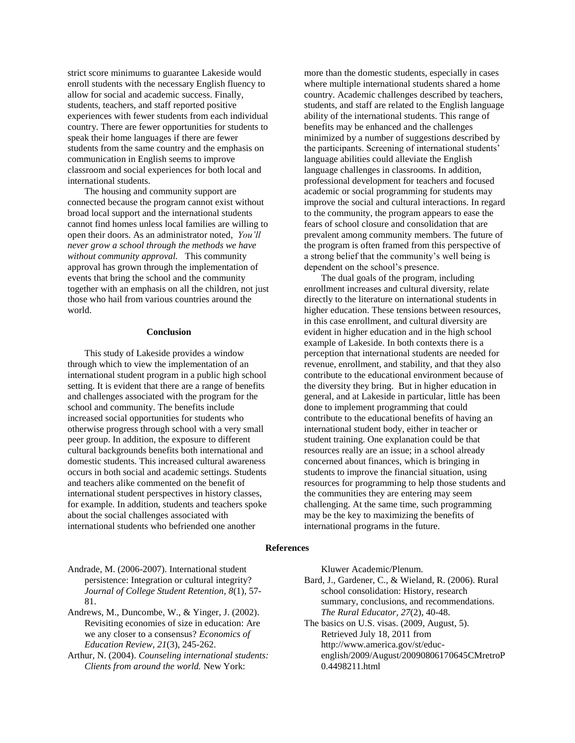strict score minimums to guarantee Lakeside would enroll students with the necessary English fluency to allow for social and academic success. Finally, students, teachers, and staff reported positive experiences with fewer students from each individual country. There are fewer opportunities for students to speak their home languages if there are fewer students from the same country and the emphasis on communication in English seems to improve classroom and social experiences for both local and international students.

The housing and community support are connected because the program cannot exist without broad local support and the international students cannot find homes unless local families are willing to open their doors. As an administrator noted, *You'll never grow a school through the methods we have without community approval.* This community approval has grown through the implementation of events that bring the school and the community together with an emphasis on all the children, not just those who hail from various countries around the world.

## Conclusion

This study of Lakeside provides a window through which to view the implementation of an international student program in a public high school setting. It is evident that there are a range of benefits and challenges associated with the program for the school and community. The benefits include increased social opportunities for students who otherwise progress through school with a very small peer group. In addition, the exposure to different cultural backgrounds benefits both international and domestic students. This increased cultural awareness occurs in both social and academic settings. Students and teachers alike commented on the benefit of international student perspectives in history classes, for example. In addition, students and teachers spoke about the social challenges associated with international students who befriended one another more than the domestic students, especially in cases where multiple international students shared a home country. Academic challenges described by teachers, students, and staff are related to the English language ability of the international students. This range of benefits may be enhanced and the challenges minimized by a number of suggestions described by the participants. Screening of international students' language abilities could alleviate the English language challenges in classrooms. In addition, professional development for teachers and focused academic or social programming for students may improve the social and cultural interactions. In regard to the community, the program appears to ease the fears of school closure and consolidation that are prevalent among community members. The future of the program is often framed from this perspective of a strong belief that the community's well being is dependent on the school's presence.

The dual goals of the program, including enrollment increases and cultural diversity, relate directly to the literature on international students in higher education. These tensions between resources, in this case enrollment, and cultural diversity are evident in higher education and in the high school example of Lakeside. In both contexts there is a perception that international students are needed for revenue, enrollment, and stability, and that they also contribute to the educational environment because of the diversity they bring. But in higher education in general, and at Lakeside in particular, little has been done to implement programming that could contribute to the educational benefits of having an international student body, either in teacher or student training. One explanation could be that resources really are an issue; in a school already concerned about finances, which is bringing in students to improve the financial situation, using resources for programming to help those students and the communities they are entering may seem challenging. At the same time, such programming may be the key to maximizing the benefits of international programs in the future.

## References

Andrade, M. (2006-2007). International student persistence: Integration or cultural integrity? *Journal of College Student Retention*, *8*(1), 57-81.

Andrews, M., Duncombe, W., & Yinger, J. (2002). Revisiting economies of size in education: Are we any closer to a consensus? *Economics of Education Review*, *21*(3), 245-262.

Arthur, N. (2004). *Counseling international students: Clients from around the world.* New York: Kluwer Academic/Plenum.

Bard, J., Gardener, C., & Wieland, R. (2006). Rural school consolidation: History, research summary, conclusions, and recommendations. *The Rural Educator, 27*(2), 40-48.

The basics on U.S. visas. (2009, August, 5). Retrieved July 18, 2011 from http://www.america.gov/st/educ-english/2009/August/20090806170645CMretroP0.4498211.html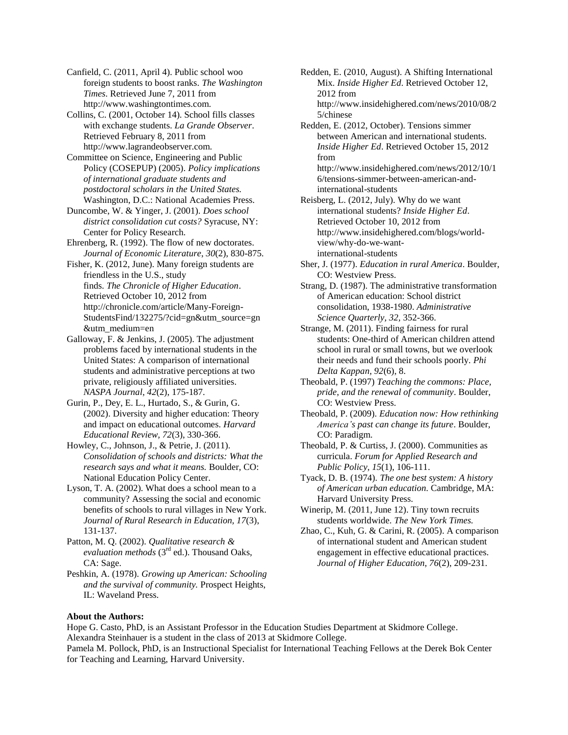Canfield, C. (2011, April 4). Public school woo foreign students to boost ranks. *The Washington Times*. Retrieved June 7, 2011 from http://www.washingtontimes.com.

Collins, C. (2001, October 14). School fills classes with exchange students. *La Grande Observer*. Retrieved February 8, 2011 from http://www.lagrandeobserver.com.

Committee on Science, Engineering and Public Policy (COSEPUP) (2005). *Policy implications of international graduate students and postdoctoral scholars in the United States.* Washington, D.C.: National Academies Press.

Duncombe, W. & Yinger, J. (2001). *Does school district consolidation cut costs?* Syracuse, NY: Center for Policy Research.

Ehrenberg, R. (1992). The flow of new doctorates. *Journal of Economic Literature*, *30*(2), 830-875.

Fisher, K. (2012, June). Many foreign students are friendless in the U.S., study finds. *The Chronicle of Higher Education*. Retrieved October 10, 2012 from http://chronicle.com/article/Many-Foreign-StudentsFind/132275/?cid=gn&utm_source=gn&utm_medium=en

Galloway, F. & Jenkins, J. (2005). The adjustment problems faced by international students in the United States: A comparison of international students and administrative perceptions at two private, religiously affiliated universities. *NASPA Journal*, *42*(2), 175-187.

Gurin, P., Dey, E. L., Hurtado, S., & Gurin, G. (2002). Diversity and higher education: Theory and impact on educational outcomes. *Harvard Educational Review, 72*(3), 330-366.

Howley, C., Johnson, J., & Petrie, J. (2011). *Consolidation of schools and districts: What the research says and what it means.* Boulder, CO: National Education Policy Center.

Lyson, T. A. (2002). What does a school mean to a community? Assessing the social and economic benefits of schools to rural villages in New York. *Journal of Rural Research in Education, 17*(3), 131-137.

Patton, M. Q. (2002). *Qualitative research & evaluation methods* (3rd ed.). Thousand Oaks, CA: Sage.

Peshkin, A. (1978). *Growing up American: Schooling and the survival of community.* Prospect Heights, IL: Waveland Press.

Redden, E. (2010, August). A Shifting International Mix. *Inside Higher Ed*. Retrieved October 12, 2012 from http://www.insidehighered.com/news/2010/08/25/chinese

Redden, E. (2012, October). Tensions simmer between American and international students. *Inside Higher Ed*. Retrieved October 15, 2012 from http://www.insidehighered.com/news/2012/10/16/tensions-simmer-between-american-and-international-students

Reisberg, L. (2012, July). Why do we want international students? *Inside Higher Ed*. Retrieved October 10, 2012 from http://www.insidehighered.com/blogs/world-view/why-do-we-want-international-students

Sher, J. (1977). *Education in rural America*. Boulder, CO: Westview Press.

Strang, D. (1987). The administrative transformation of American education: School district consolidation, 1938-1980. *Administrative Science Quarterly, 32,* 352-366.

Strange, M. (2011). Finding fairness for rural students: One-third of American children attend school in rural or small towns, but we overlook their needs and fund their schools poorly. *Phi Delta Kappan, 92*(6), 8.

Theobald, P. (1997) *Teaching the commons: Place, pride, and the renewal of community*. Boulder, CO: Westview Press.

Theobald, P. (2009). *Education now: How rethinking America's past can change its future*. Boulder, CO: Paradigm.

Theobald, P. & Curtiss, J. (2000). Communities as curricula. *Forum for Applied Research and Public Policy, 15*(1), 106-111.

Tyack, D. B. (1974). *The one best system: A history of American urban education.* Cambridge, MA: Harvard University Press.

Winerip, M. (2011, June 12). Tiny town recruits students worldwide. *The New York Times.*

Zhao, C., Kuh, G. & Carini, R. (2005). A comparison of international student and American student engagement in effective educational practices. *Journal of Higher Education, 76*(2), 209-231.

**About the Authors:**

Hope G. Casto, PhD, is an Assistant Professor in the Education Studies Department at Skidmore College.
Alexandra Steinhauer is a student in the class of 2013 at Skidmore College.
Pamela M. Pollock, PhD, is an Instructional Specialist for International Teaching Fellows at the Derek Bok Center for Teaching and Learning, Harvard University.